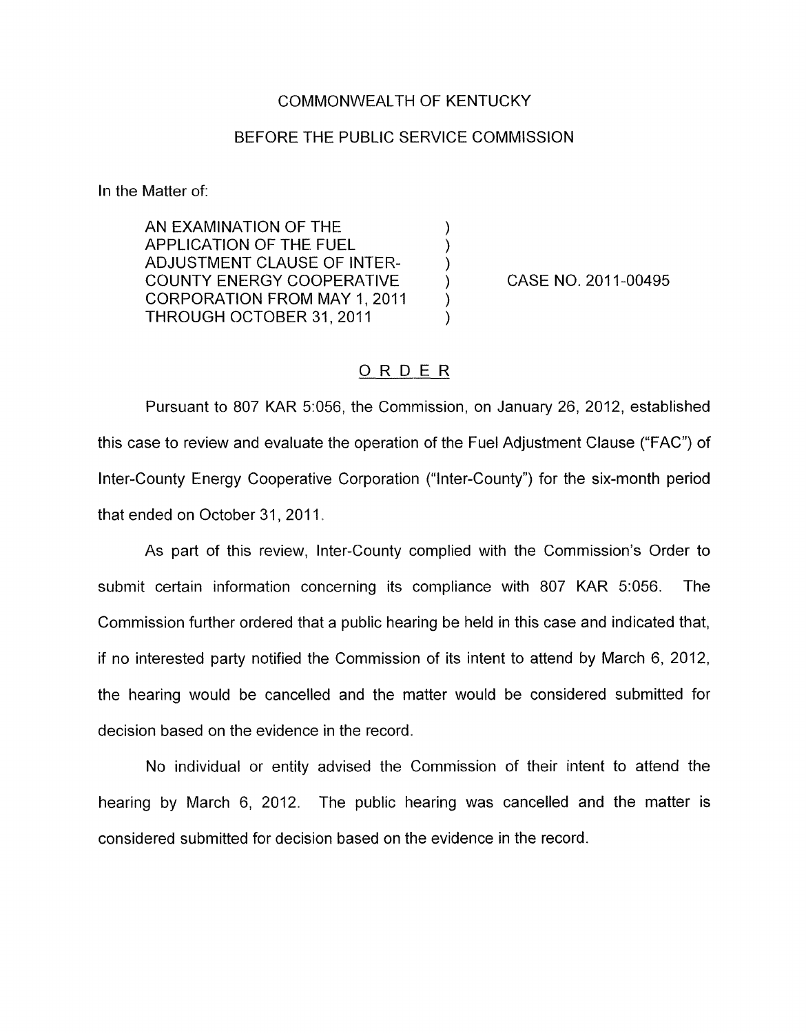COMMONWEALTH OF KENTUCKY

BEFORE THE PUBLIC SERVICE COMMISSION

In the Matter of:

| | | |
|---|---|---|
| AN EXAMINATION OF THE APPLICATION OF THE FUEL ADJUSTMENT CLAUSE OF INTER-COUNTY ENERGY COOPERATIVE CORPORATION FROM MAY 1, 2011 THROUGH OCTOBER 31, 2011 | ) | CASE NO. 2011-00495 |

ORDER

Pursuant to 807 KAR 5:056, the Commission, on January 26, 2012, established this case to review and evaluate the operation of the Fuel Adjustment Clause ("FAC") of Inter-County Energy Cooperative Corporation ("Inter-County") for the six-month period that ended on October 31, 2011.

As part of this review, Inter-County complied with the Commission's Order to submit certain information concerning its compliance with 807 KAR 5:056. The Commission further ordered that a public hearing be held in this case and indicated that, if no interested party notified the Commission of its intent to attend by March 6, 2012, the hearing would be cancelled and the matter would be considered submitted for decision based on the evidence in the record.

No individual or entity advised the Commission of their intent to attend the hearing by March 6, 2012. The public hearing was cancelled and the matter is considered submitted for decision based on the evidence in the record.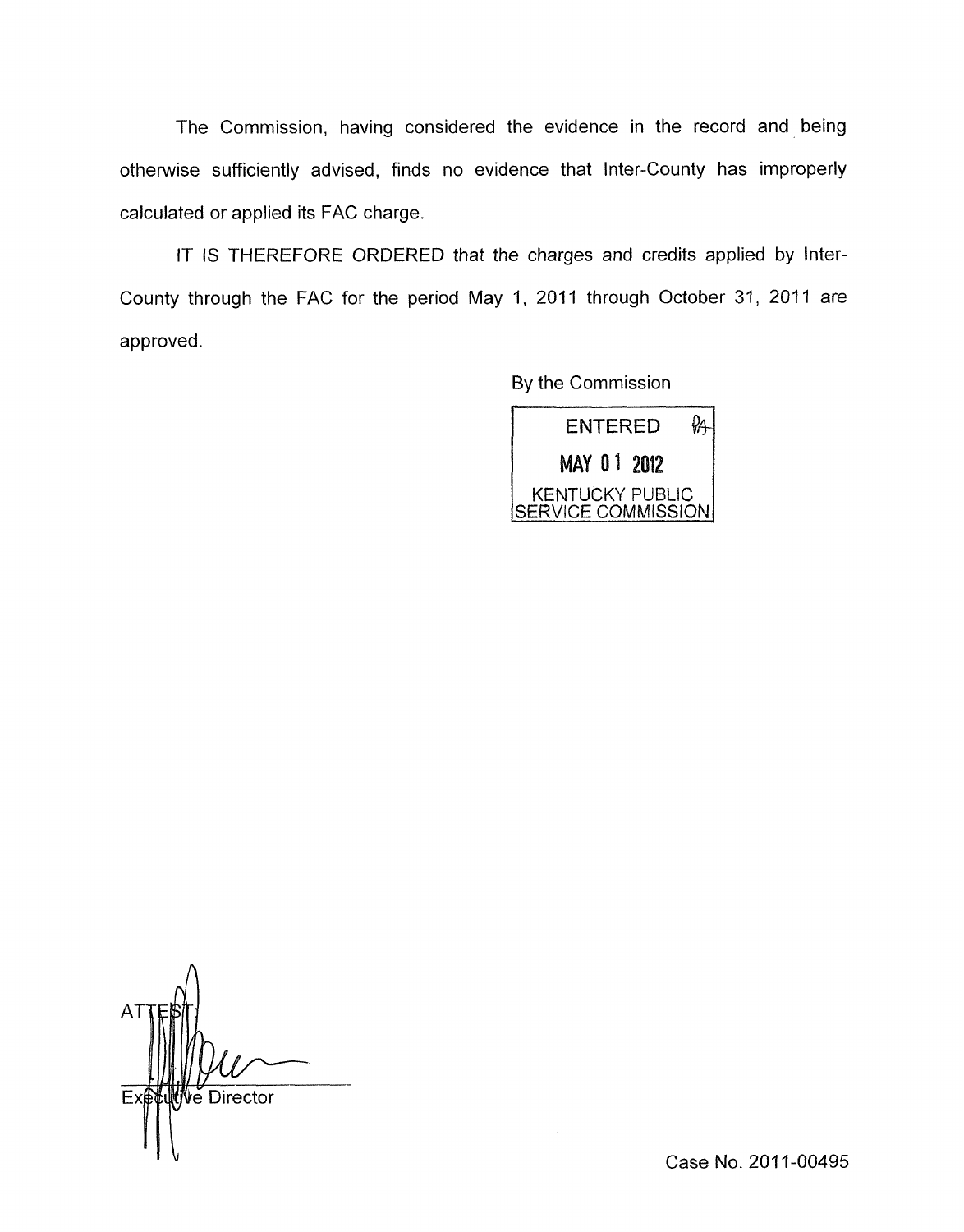The Commission, having considered the evidence in the record and being otherwise sufficiently advised, finds no evidence that Inter-County has improperly calculated or applied its FAC charge.

IT IS THEREFORE ORDERED that the charges and credits applied by Inter-County through the FAC for the period May 1, 2011 through October 31, 2011 are approved.

By the Commission

ENTERED
MAY 01 2012
KENTUCKY PUBLIC SERVICE COMMISSION

ATTEST:

Executive Director

Case No. 2011-00495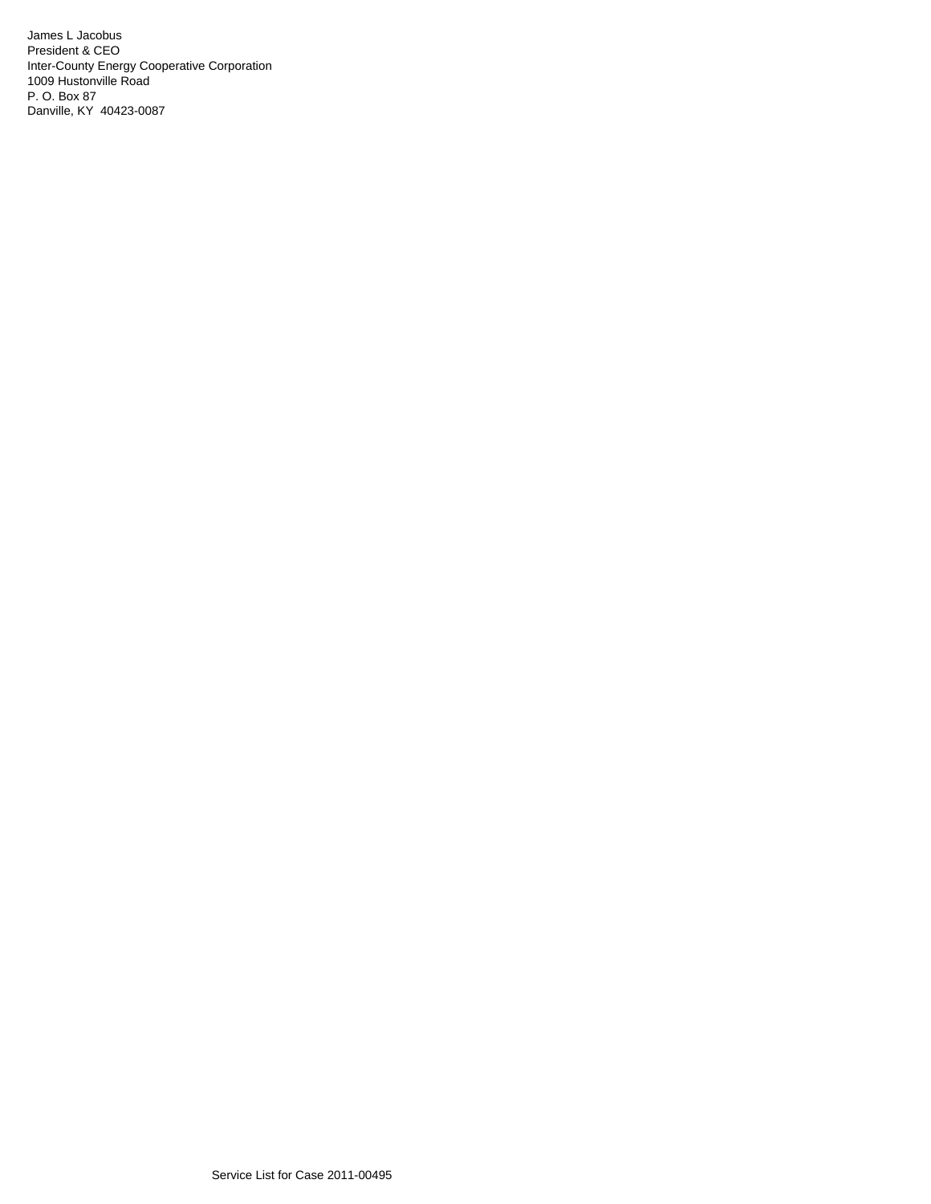James L Jacobus
President & CEO
Inter-County Energy Cooperative Corporation
1009 Hustonville Road
P. O. Box 87
Danville, KY  40423-0087